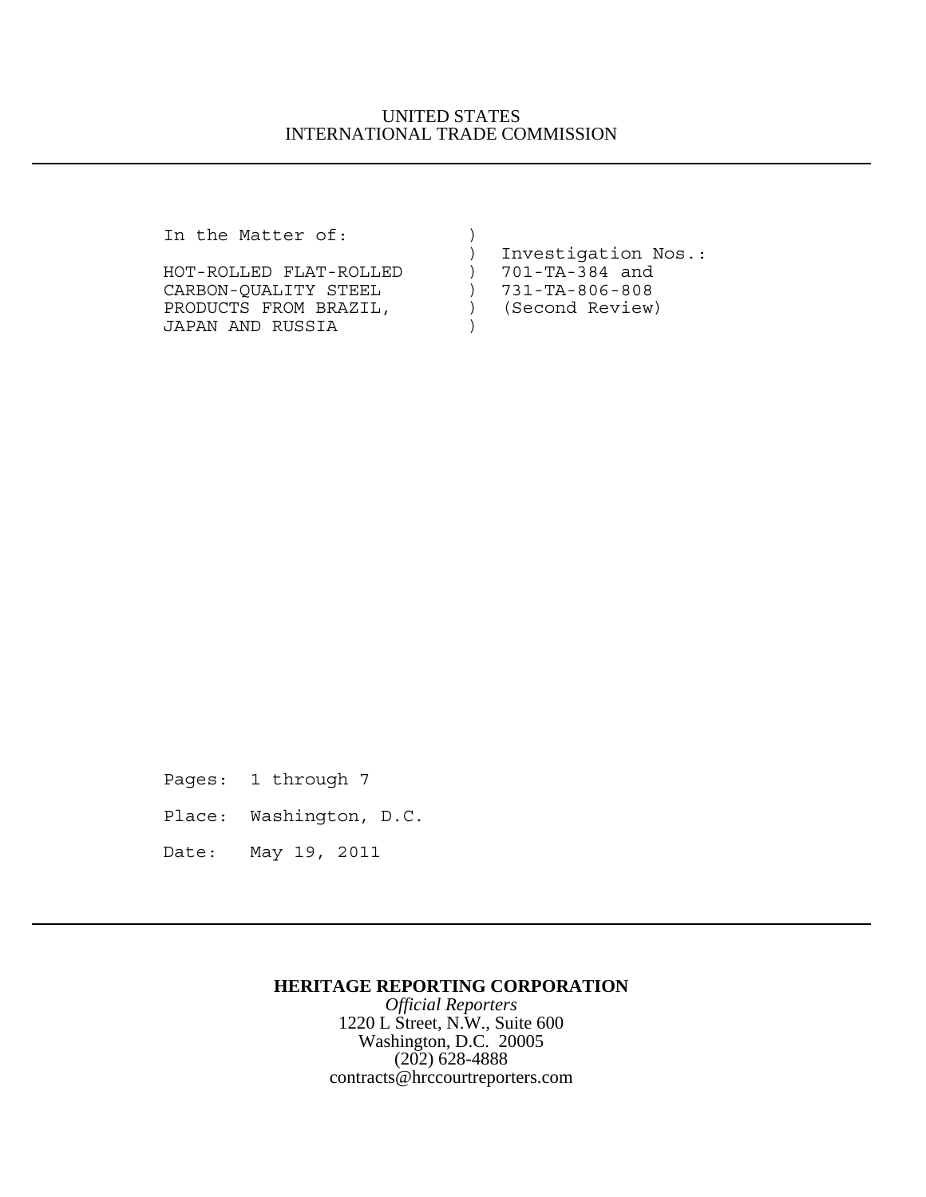UNITED STATES
INTERNATIONAL TRADE COMMISSION

```
In the Matter of:           )
                            )  Investigation Nos.:
HOT-ROLLED FLAT-ROLLED      )  701-TA-384 and
CARBON-QUALITY STEEL        )  731-TA-806-808
PRODUCTS FROM BRAZIL,       )  (Second Review)
JAPAN AND RUSSIA            )
```

Pages: 1 through 7

Place: Washington, D.C.

Date: May 19, 2011

**HERITAGE REPORTING CORPORATION**

*Official Reporters*

1220 L Street, N.W., Suite 600

Washington, D.C. 20005

(202) 628-4888

contracts@hrccourtreporters.com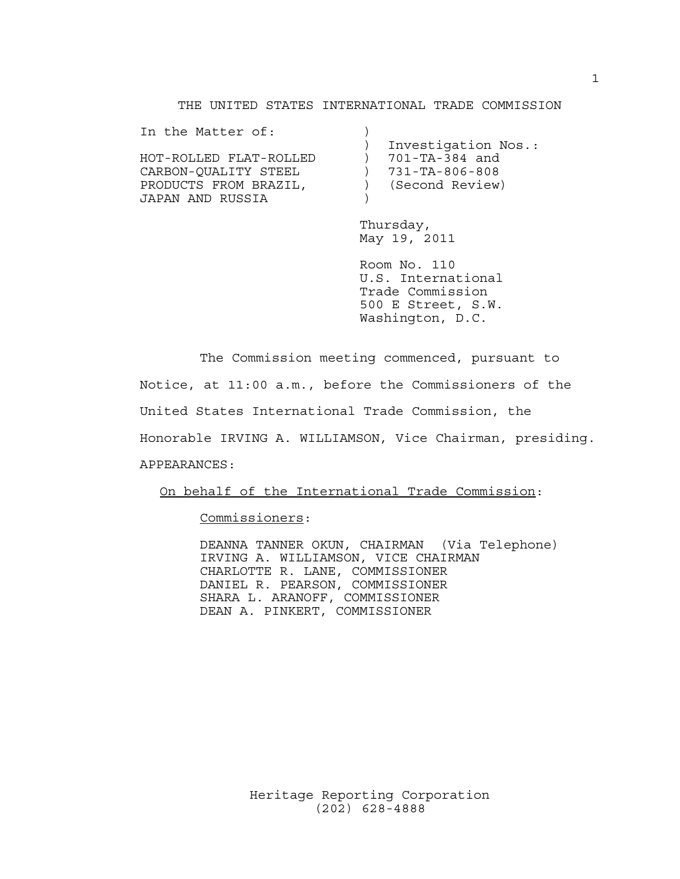THE UNITED STATES INTERNATIONAL TRADE COMMISSION

```
In the Matter of:              )
                               )  Investigation Nos.:
HOT-ROLLED FLAT-ROLLED         )  701-TA-384 and
CARBON-QUALITY STEEL           )  731-TA-806-808
PRODUCTS FROM BRAZIL,          )  (Second Review)
JAPAN AND RUSSIA               )
```

Thursday,
May 19, 2011

Room No. 110
U.S. International
Trade Commission
500 E Street, S.W.
Washington, D.C.

The Commission meeting commenced, pursuant to Notice, at 11:00 a.m., before the Commissioners of the United States International Trade Commission, the Honorable IRVING A. WILLIAMSON, Vice Chairman, presiding.

APPEARANCES:

On behalf of the International Trade Commission:

Commissioners:

DEANNA TANNER OKUN, CHAIRMAN (Via Telephone)
IRVING A. WILLIAMSON, VICE CHAIRMAN
CHARLOTTE R. LANE, COMMISSIONER
DANIEL R. PEARSON, COMMISSIONER
SHARA L. ARANOFF, COMMISSIONER
DEAN A. PINKERT, COMMISSIONER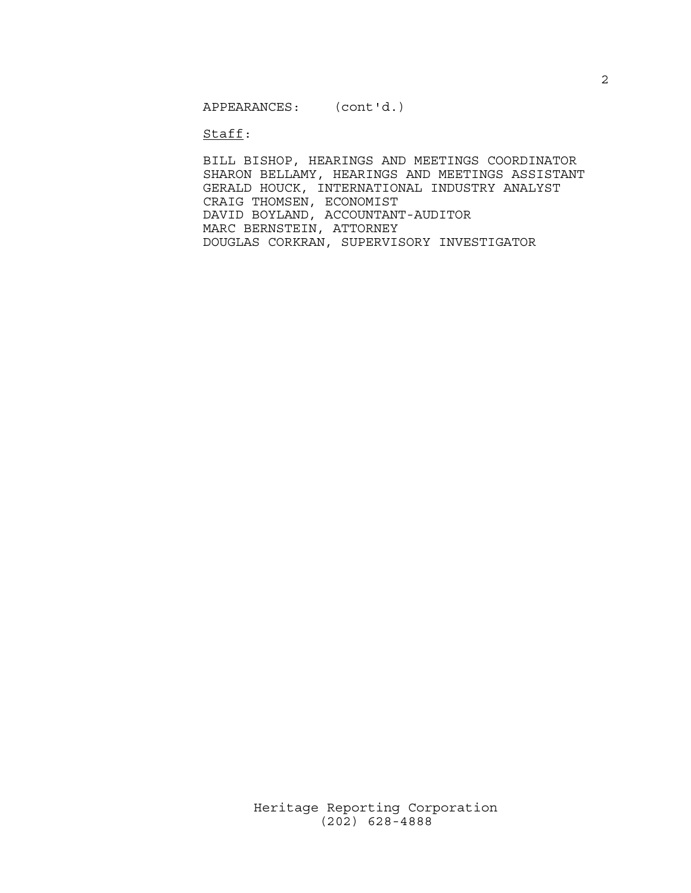APPEARANCES: (cont'd.)

Staff:

BILL BISHOP, HEARINGS AND MEETINGS COORDINATOR
SHARON BELLAMY, HEARINGS AND MEETINGS ASSISTANT
GERALD HOUCK, INTERNATIONAL INDUSTRY ANALYST
CRAIG THOMSEN, ECONOMIST
DAVID BOYLAND, ACCOUNTANT-AUDITOR
MARC BERNSTEIN, ATTORNEY
DOUGLAS CORKRAN, SUPERVISORY INVESTIGATOR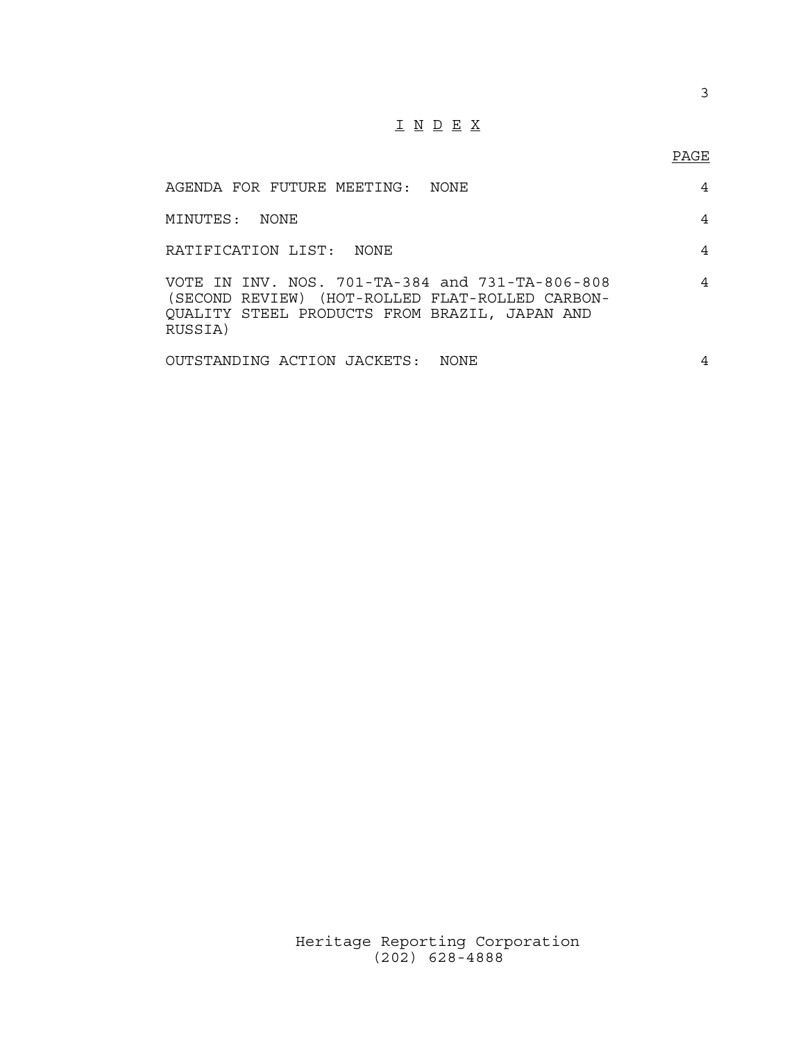# I N D E X

| | PAGE |
|---|---|
| AGENDA FOR FUTURE MEETING: NONE | 4 |
| MINUTES: NONE | 4 |
| RATIFICATION LIST: NONE | 4 |
| VOTE IN INV. NOS. 701-TA-384 and 731-TA-806-808 (SECOND REVIEW) (HOT-ROLLED FLAT-ROLLED CARBON-QUALITY STEEL PRODUCTS FROM BRAZIL, JAPAN AND RUSSIA) | 4 |
| OUTSTANDING ACTION JACKETS: NONE | 4 |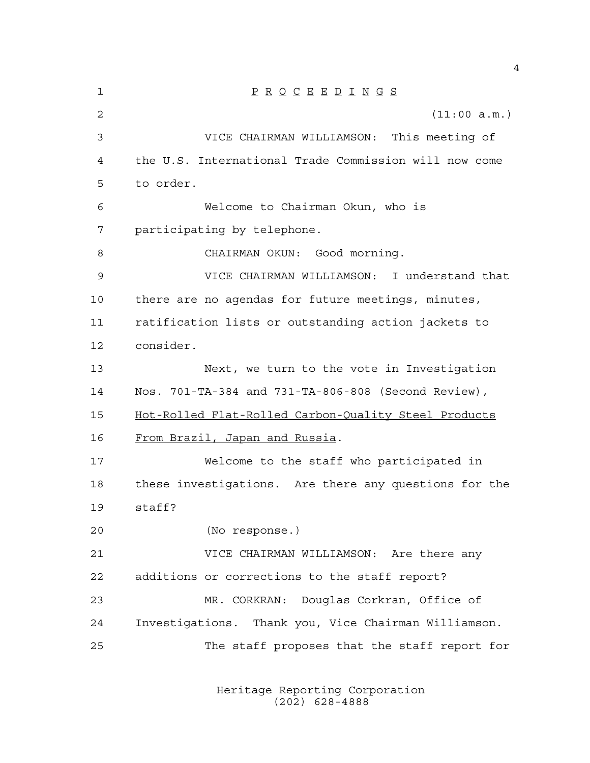P R O C E E D I N G S

(11:00 a.m.)

VICE CHAIRMAN WILLIAMSON: This meeting of the U.S. International Trade Commission will now come to order.

Welcome to Chairman Okun, who is participating by telephone.

CHAIRMAN OKUN: Good morning.

VICE CHAIRMAN WILLIAMSON: I understand that there are no agendas for future meetings, minutes, ratification lists or outstanding action jackets to consider.

Next, we turn to the vote in Investigation Nos. 701-TA-384 and 731-TA-806-808 (Second Review), Hot-Rolled Flat-Rolled Carbon-Quality Steel Products From Brazil, Japan and Russia.

Welcome to the staff who participated in these investigations. Are there any questions for the staff?

(No response.)

VICE CHAIRMAN WILLIAMSON: Are there any additions or corrections to the staff report?

MR. CORKRAN: Douglas Corkran, Office of Investigations. Thank you, Vice Chairman Williamson.

The staff proposes that the staff report for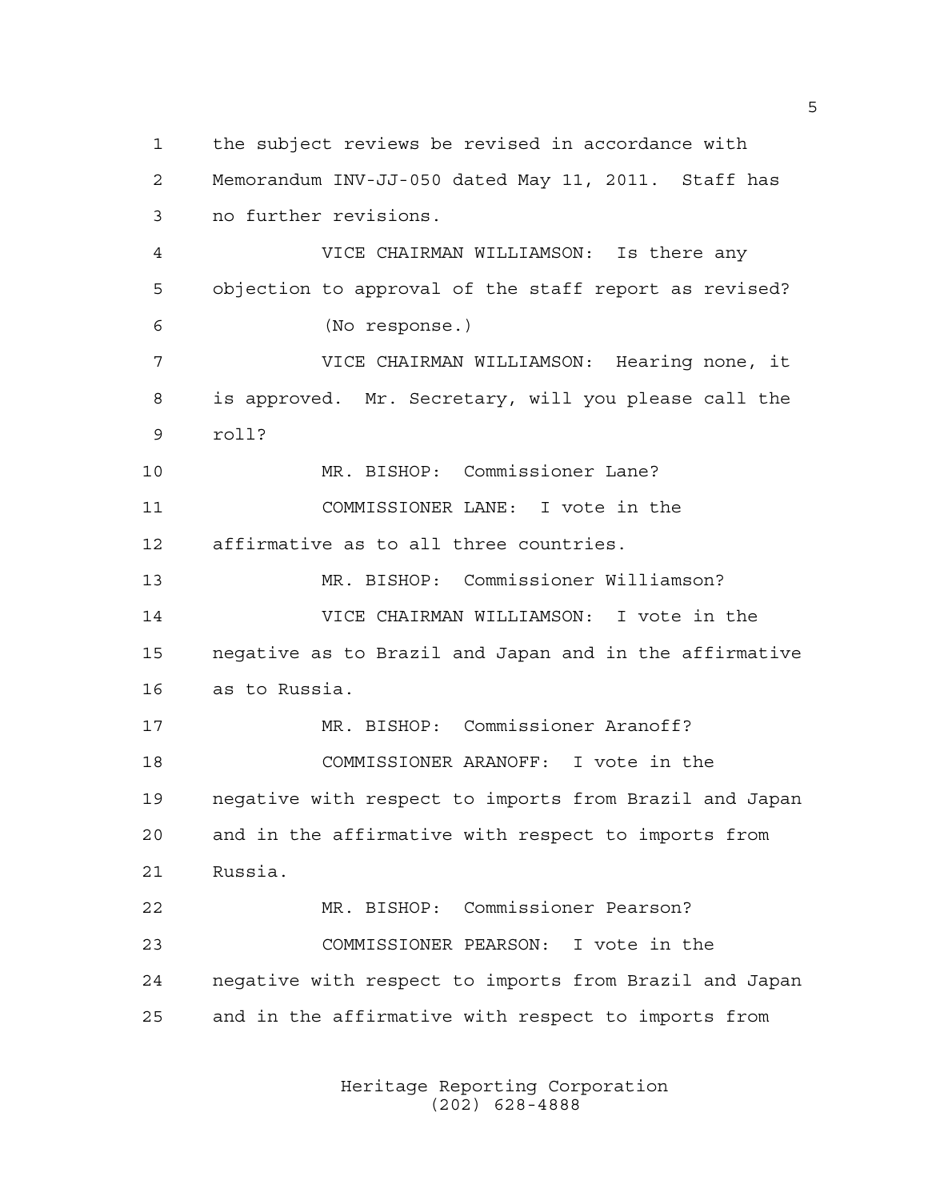the subject reviews be revised in accordance with Memorandum INV-JJ-050 dated May 11, 2011. Staff has no further revisions.

VICE CHAIRMAN WILLIAMSON: Is there any objection to approval of the staff report as revised?

(No response.)

VICE CHAIRMAN WILLIAMSON: Hearing none, it is approved. Mr. Secretary, will you please call the roll?

MR. BISHOP: Commissioner Lane?

COMMISSIONER LANE: I vote in the affirmative as to all three countries.

MR. BISHOP: Commissioner Williamson?

VICE CHAIRMAN WILLIAMSON: I vote in the negative as to Brazil and Japan and in the affirmative as to Russia.

MR. BISHOP: Commissioner Aranoff?

COMMISSIONER ARANOFF: I vote in the negative with respect to imports from Brazil and Japan and in the affirmative with respect to imports from Russia.

MR. BISHOP: Commissioner Pearson?

COMMISSIONER PEARSON: I vote in the negative with respect to imports from Brazil and Japan and in the affirmative with respect to imports from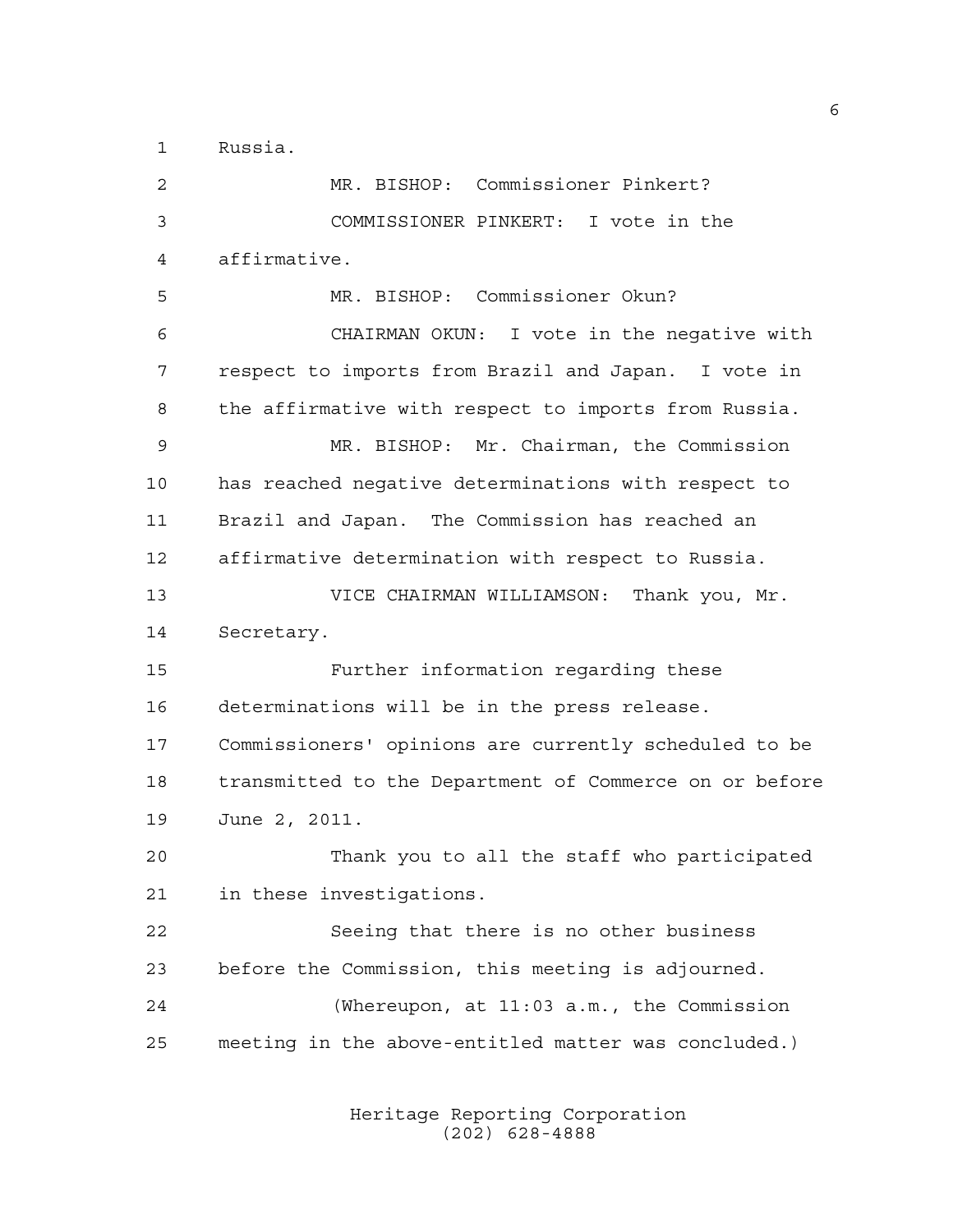Russia.

MR. BISHOP: Commissioner Pinkert?

COMMISSIONER PINKERT: I vote in the affirmative.

MR. BISHOP: Commissioner Okun?

CHAIRMAN OKUN: I vote in the negative with respect to imports from Brazil and Japan. I vote in the affirmative with respect to imports from Russia.

MR. BISHOP: Mr. Chairman, the Commission has reached negative determinations with respect to Brazil and Japan. The Commission has reached an affirmative determination with respect to Russia.

VICE CHAIRMAN WILLIAMSON: Thank you, Mr. Secretary.

Further information regarding these determinations will be in the press release. Commissioners' opinions are currently scheduled to be transmitted to the Department of Commerce on or before June 2, 2011.

Thank you to all the staff who participated in these investigations.

Seeing that there is no other business before the Commission, this meeting is adjourned.

(Whereupon, at 11:03 a.m., the Commission meeting in the above-entitled matter was concluded.)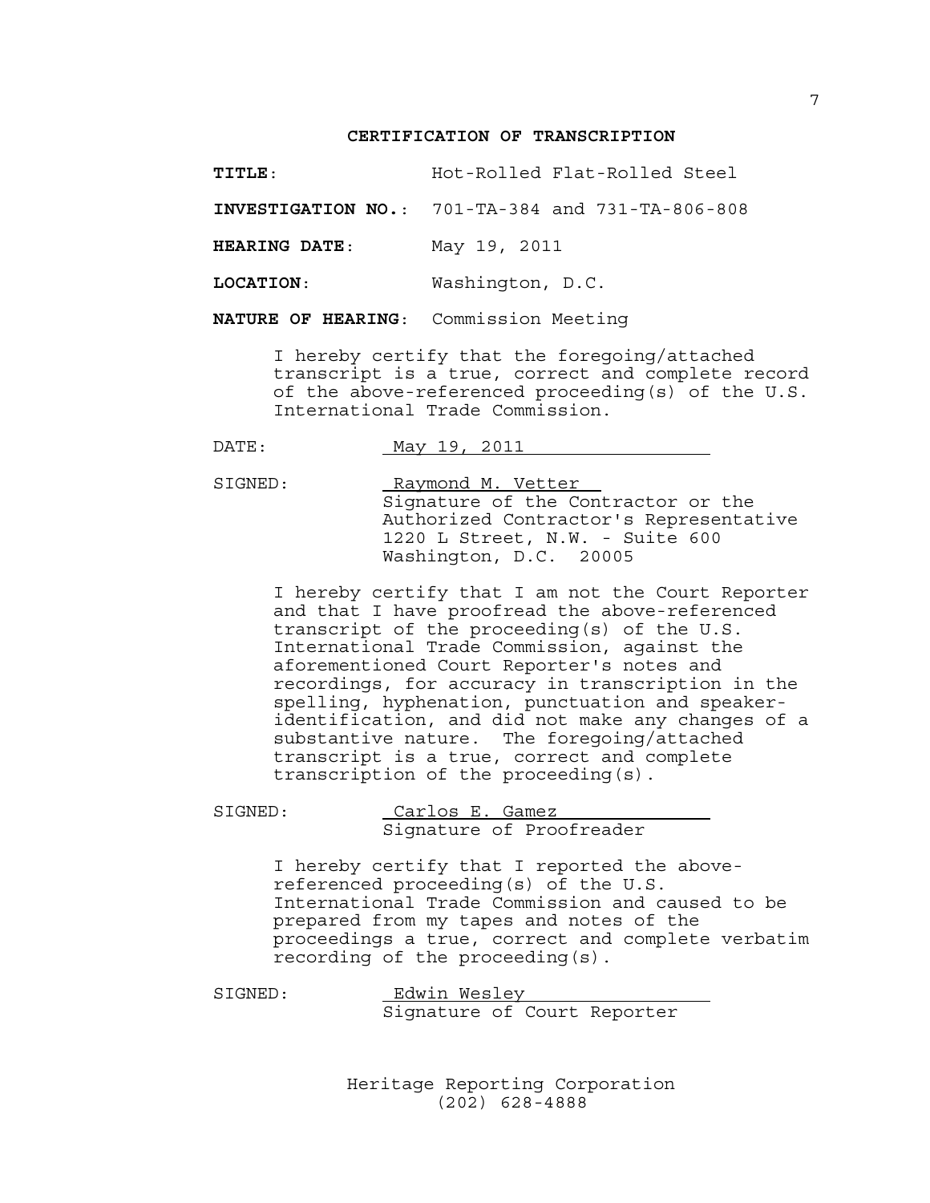**CERTIFICATION OF TRANSCRIPTION**

**TITLE**: Hot-Rolled Flat-Rolled Steel

**INVESTIGATION NO.**: 701-TA-384 and 731-TA-806-808

**HEARING DATE**: May 19, 2011

**LOCATION**: Washington, D.C.

**NATURE OF HEARING**: Commission Meeting

I hereby certify that the foregoing/attached transcript is a true, correct and complete record of the above-referenced proceeding(s) of the U.S. International Trade Commission.

DATE: May 19, 2011

SIGNED: Raymond M. Vetter
Signature of the Contractor or the Authorized Contractor's Representative
1220 L Street, N.W. - Suite 600
Washington, D.C. 20005

I hereby certify that I am not the Court Reporter and that I have proofread the above-referenced transcript of the proceeding(s) of the U.S. International Trade Commission, against the aforementioned Court Reporter's notes and recordings, for accuracy in transcription in the spelling, hyphenation, punctuation and speaker-identification, and did not make any changes of a substantive nature. The foregoing/attached transcript is a true, correct and complete transcription of the proceeding(s).

SIGNED: Carlos E. Gamez
Signature of Proofreader

I hereby certify that I reported the above-referenced proceeding(s) of the U.S. International Trade Commission and caused to be prepared from my tapes and notes of the proceedings a true, correct and complete verbatim recording of the proceeding(s).

SIGNED: Edwin Wesley
Signature of Court Reporter